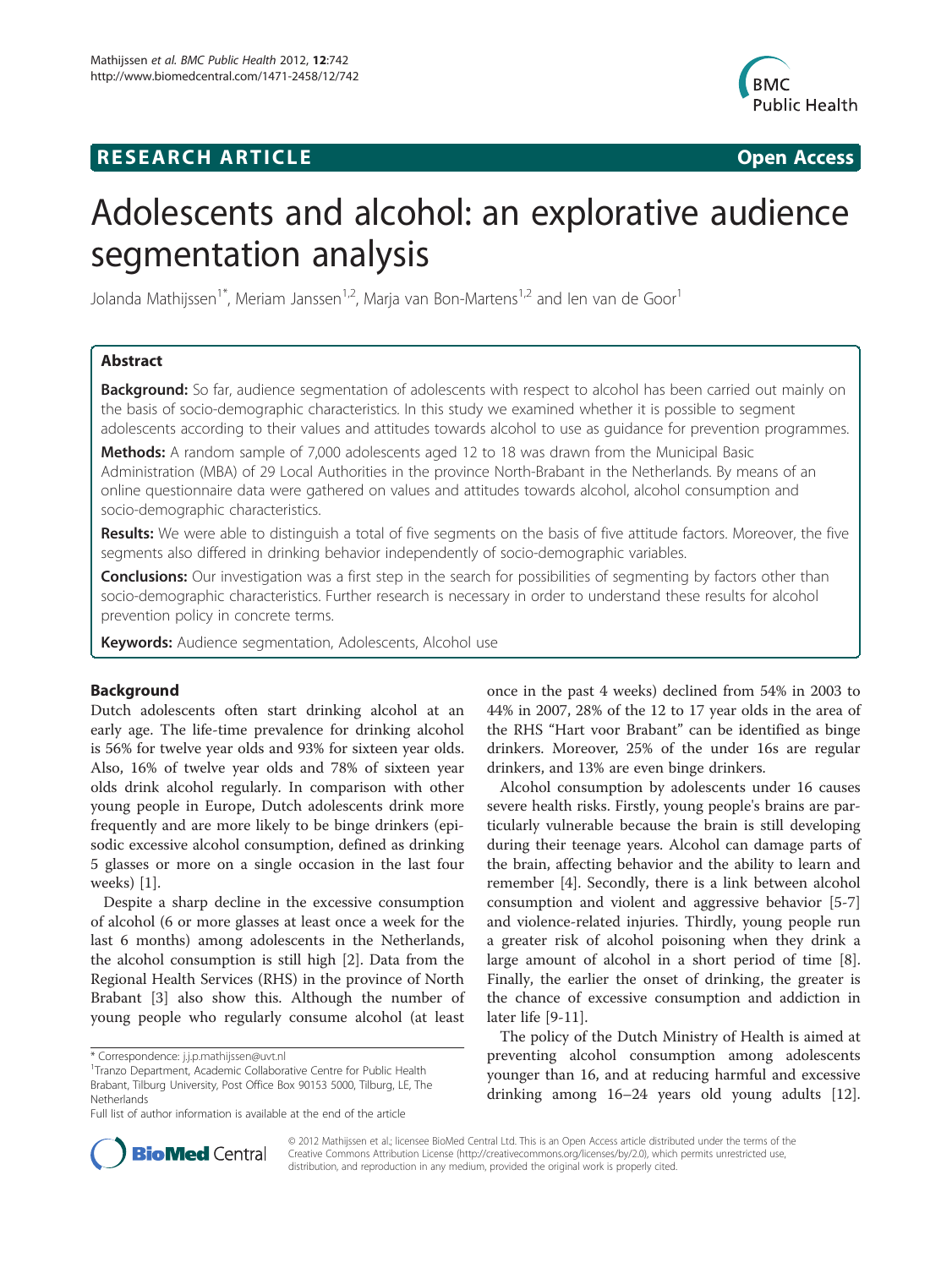**RESEARCH ARTICLE** **Open Access**

# Adolescents and alcohol: an explorative audience segmentation analysis

Jolanda Mathijssen[1*], Meriam Janssen[1,2], Marja van Bon-Martens[1,2] and Ien van de Goor[1]

## Abstract

**Background:** So far, audience segmentation of adolescents with respect to alcohol has been carried out mainly on the basis of socio-demographic characteristics. In this study we examined whether it is possible to segment adolescents according to their values and attitudes towards alcohol to use as guidance for prevention programmes.

**Methods:** A random sample of 7,000 adolescents aged 12 to 18 was drawn from the Municipal Basic Administration (MBA) of 29 Local Authorities in the province North-Brabant in the Netherlands. By means of an online questionnaire data were gathered on values and attitudes towards alcohol, alcohol consumption and socio-demographic characteristics.

**Results:** We were able to distinguish a total of five segments on the basis of five attitude factors. Moreover, the five segments also differed in drinking behavior independently of socio-demographic variables.

**Conclusions:** Our investigation was a first step in the search for possibilities of segmenting by factors other than socio-demographic characteristics. Further research is necessary in order to understand these results for alcohol prevention policy in concrete terms.

**Keywords:** Audience segmentation, Adolescents, Alcohol use

## Background

Dutch adolescents often start drinking alcohol at an early age. The life-time prevalence for drinking alcohol is 56% for twelve year olds and 93% for sixteen year olds. Also, 16% of twelve year olds and 78% of sixteen year olds drink alcohol regularly. In comparison with other young people in Europe, Dutch adolescents drink more frequently and are more likely to be binge drinkers (episodic excessive alcohol consumption, defined as drinking 5 glasses or more on a single occasion in the last four weeks) [1].

Despite a sharp decline in the excessive consumption of alcohol (6 or more glasses at least once a week for the last 6 months) among adolescents in the Netherlands, the alcohol consumption is still high [2]. Data from the Regional Health Services (RHS) in the province of North Brabant [3] also show this. Although the number of young people who regularly consume alcohol (at least once in the past 4 weeks) declined from 54% in 2003 to 44% in 2007, 28% of the 12 to 17 year olds in the area of the RHS "Hart voor Brabant" can be identified as binge drinkers. Moreover, 25% of the under 16s are regular drinkers, and 13% are even binge drinkers.

Alcohol consumption by adolescents under 16 causes severe health risks. Firstly, young people's brains are particularly vulnerable because the brain is still developing during their teenage years. Alcohol can damage parts of the brain, affecting behavior and the ability to learn and remember [4]. Secondly, there is a link between alcohol consumption and violent and aggressive behavior [5-7] and violence-related injuries. Thirdly, young people run a greater risk of alcohol poisoning when they drink a large amount of alcohol in a short period of time [8]. Finally, the earlier the onset of drinking, the greater is the chance of excessive consumption and addiction in later life [9-11].

The policy of the Dutch Ministry of Health is aimed at preventing alcohol consumption among adolescents younger than 16, and at reducing harmful and excessive drinking among 16–24 years old young adults [12].

\* Correspondence: j.j.p.mathijssen@uvt.nl
[1]Tranzo Department, Academic Collaborative Centre for Public Health Brabant, Tilburg University, Post Office Box 90153 5000, Tilburg, LE, The Netherlands
Full list of author information is available at the end of the article

© 2012 Mathijssen et al.; licensee BioMed Central Ltd. This is an Open Access article distributed under the terms of the Creative Commons Attribution License (http://creativecommons.org/licenses/by/2.0), which permits unrestricted use, distribution, and reproduction in any medium, provided the original work is properly cited.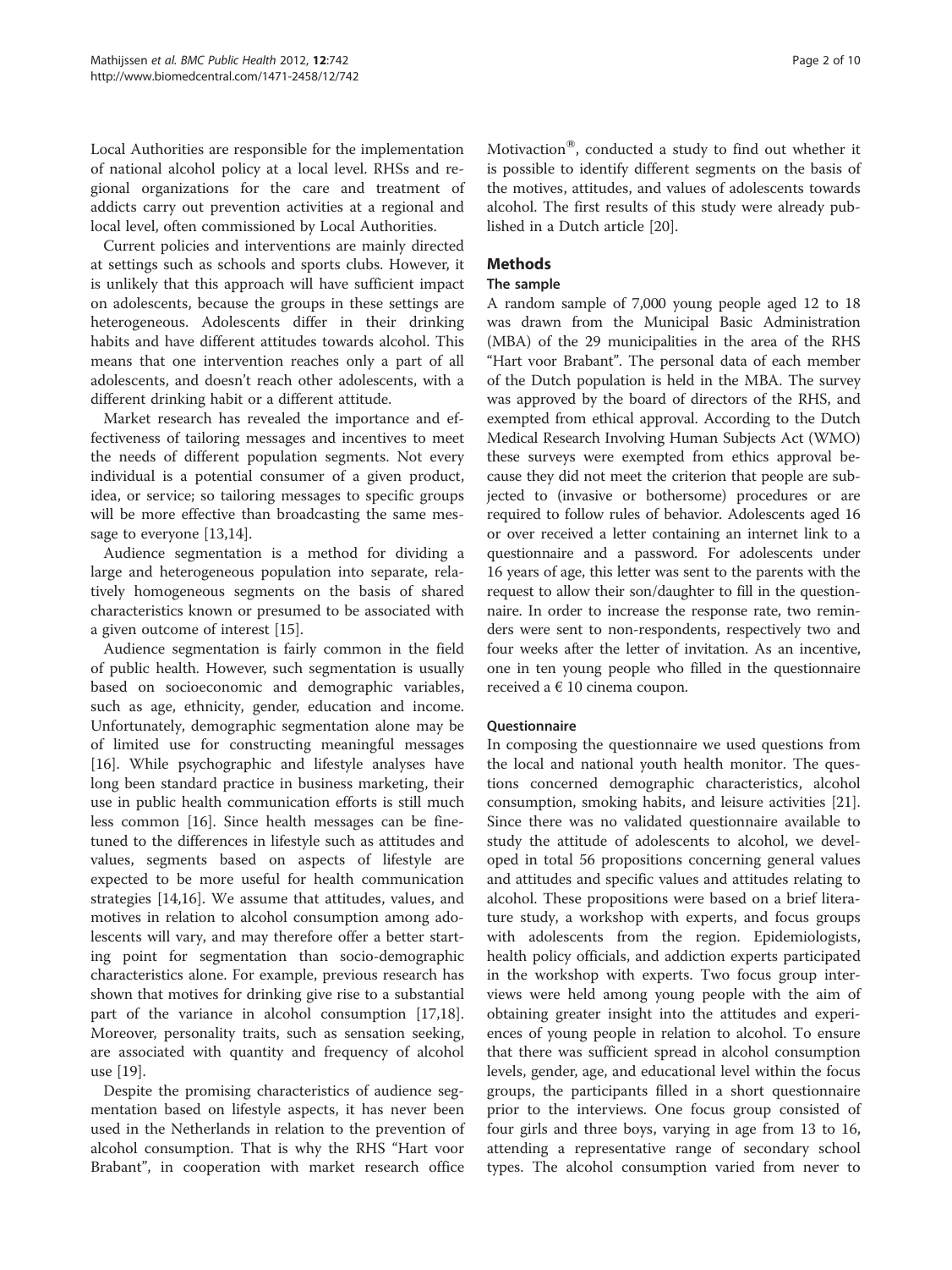Local Authorities are responsible for the implementation of national alcohol policy at a local level. RHSs and regional organizations for the care and treatment of addicts carry out prevention activities at a regional and local level, often commissioned by Local Authorities.

Current policies and interventions are mainly directed at settings such as schools and sports clubs. However, it is unlikely that this approach will have sufficient impact on adolescents, because the groups in these settings are heterogeneous. Adolescents differ in their drinking habits and have different attitudes towards alcohol. This means that one intervention reaches only a part of all adolescents, and doesn't reach other adolescents, with a different drinking habit or a different attitude.

Market research has revealed the importance and effectiveness of tailoring messages and incentives to meet the needs of different population segments. Not every individual is a potential consumer of a given product, idea, or service; so tailoring messages to specific groups will be more effective than broadcasting the same message to everyone [13,14].

Audience segmentation is a method for dividing a large and heterogeneous population into separate, relatively homogeneous segments on the basis of shared characteristics known or presumed to be associated with a given outcome of interest [15].

Audience segmentation is fairly common in the field of public health. However, such segmentation is usually based on socioeconomic and demographic variables, such as age, ethnicity, gender, education and income. Unfortunately, demographic segmentation alone may be of limited use for constructing meaningful messages [16]. While psychographic and lifestyle analyses have long been standard practice in business marketing, their use in public health communication efforts is still much less common [16]. Since health messages can be fine-tuned to the differences in lifestyle such as attitudes and values, segments based on aspects of lifestyle are expected to be more useful for health communication strategies [14,16]. We assume that attitudes, values, and motives in relation to alcohol consumption among adolescents will vary, and may therefore offer a better starting point for segmentation than socio-demographic characteristics alone. For example, previous research has shown that motives for drinking give rise to a substantial part of the variance in alcohol consumption [17,18]. Moreover, personality traits, such as sensation seeking, are associated with quantity and frequency of alcohol use [19].

Despite the promising characteristics of audience segmentation based on lifestyle aspects, it has never been used in the Netherlands in relation to the prevention of alcohol consumption. That is why the RHS "Hart voor Brabant", in cooperation with market research office Motivaction®, conducted a study to find out whether it is possible to identify different segments on the basis of the motives, attitudes, and values of adolescents towards alcohol. The first results of this study were already published in a Dutch article [20].

## Methods

### The sample

A random sample of 7,000 young people aged 12 to 18 was drawn from the Municipal Basic Administration (MBA) of the 29 municipalities in the area of the RHS "Hart voor Brabant". The personal data of each member of the Dutch population is held in the MBA. The survey was approved by the board of directors of the RHS, and exempted from ethical approval. According to the Dutch Medical Research Involving Human Subjects Act (WMO) these surveys were exempted from ethics approval because they did not meet the criterion that people are subjected to (invasive or bothersome) procedures or are required to follow rules of behavior. Adolescents aged 16 or over received a letter containing an internet link to a questionnaire and a password. For adolescents under 16 years of age, this letter was sent to the parents with the request to allow their son/daughter to fill in the questionnaire. In order to increase the response rate, two reminders were sent to non-respondents, respectively two and four weeks after the letter of invitation. As an incentive, one in ten young people who filled in the questionnaire received a € 10 cinema coupon.

### Questionnaire

In composing the questionnaire we used questions from the local and national youth health monitor. The questions concerned demographic characteristics, alcohol consumption, smoking habits, and leisure activities [21]. Since there was no validated questionnaire available to study the attitude of adolescents to alcohol, we developed in total 56 propositions concerning general values and attitudes and specific values and attitudes relating to alcohol. These propositions were based on a brief literature study, a workshop with experts, and focus groups with adolescents from the region. Epidemiologists, health policy officials, and addiction experts participated in the workshop with experts. Two focus group interviews were held among young people with the aim of obtaining greater insight into the attitudes and experiences of young people in relation to alcohol. To ensure that there was sufficient spread in alcohol consumption levels, gender, age, and educational level within the focus groups, the participants filled in a short questionnaire prior to the interviews. One focus group consisted of four girls and three boys, varying in age from 13 to 16, attending a representative range of secondary school types. The alcohol consumption varied from never to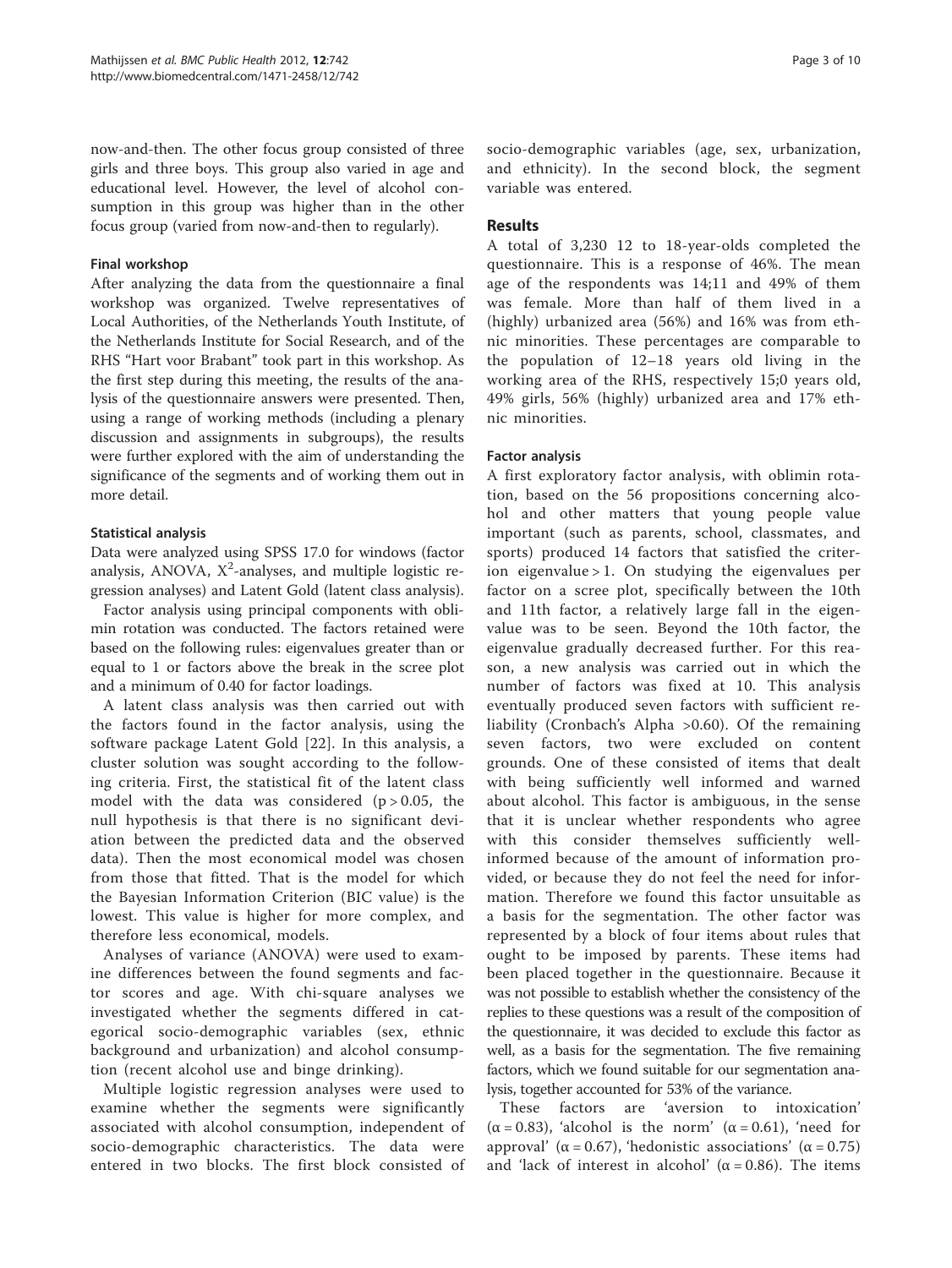now-and-then. The other focus group consisted of three girls and three boys. This group also varied in age and educational level. However, the level of alcohol consumption in this group was higher than in the other focus group (varied from now-and-then to regularly).

### Final workshop

After analyzing the data from the questionnaire a final workshop was organized. Twelve representatives of Local Authorities, of the Netherlands Youth Institute, of the Netherlands Institute for Social Research, and of the RHS "Hart voor Brabant" took part in this workshop. As the first step during this meeting, the results of the analysis of the questionnaire answers were presented. Then, using a range of working methods (including a plenary discussion and assignments in subgroups), the results were further explored with the aim of understanding the significance of the segments and of working them out in more detail.

### Statistical analysis

Data were analyzed using SPSS 17.0 for windows (factor analysis, ANOVA, $X^2$-analyses, and multiple logistic regression analyses) and Latent Gold (latent class analysis).

Factor analysis using principal components with oblimin rotation was conducted. The factors retained were based on the following rules: eigenvalues greater than or equal to 1 or factors above the break in the scree plot and a minimum of 0.40 for factor loadings.

A latent class analysis was then carried out with the factors found in the factor analysis, using the software package Latent Gold [22]. In this analysis, a cluster solution was sought according to the following criteria. First, the statistical fit of the latent class model with the data was considered ($p > 0.05$, the null hypothesis is that there is no significant deviation between the predicted data and the observed data). Then the most economical model was chosen from those that fitted. That is the model for which the Bayesian Information Criterion (BIC value) is the lowest. This value is higher for more complex, and therefore less economical, models.

Analyses of variance (ANOVA) were used to examine differences between the found segments and factor scores and age. With chi-square analyses we investigated whether the segments differed in categorical socio-demographic variables (sex, ethnic background and urbanization) and alcohol consumption (recent alcohol use and binge drinking).

Multiple logistic regression analyses were used to examine whether the segments were significantly associated with alcohol consumption, independent of socio-demographic characteristics. The data were entered in two blocks. The first block consisted of socio-demographic variables (age, sex, urbanization, and ethnicity). In the second block, the segment variable was entered.

## Results

A total of 3,230 12 to 18-year-olds completed the questionnaire. This is a response of 46%. The mean age of the respondents was 14;11 and 49% of them was female. More than half of them lived in a (highly) urbanized area (56%) and 16% was from ethnic minorities. These percentages are comparable to the population of 12–18 years old living in the working area of the RHS, respectively 15;0 years old, 49% girls, 56% (highly) urbanized area and 17% ethnic minorities.

### Factor analysis

A first exploratory factor analysis, with oblimin rotation, based on the 56 propositions concerning alcohol and other matters that young people value important (such as parents, school, classmates, and sports) produced 14 factors that satisfied the criterion eigenvalue > 1. On studying the eigenvalues per factor on a scree plot, specifically between the 10th and 11th factor, a relatively large fall in the eigenvalue was to be seen. Beyond the 10th factor, the eigenvalue gradually decreased further. For this reason, a new analysis was carried out in which the number of factors was fixed at 10. This analysis eventually produced seven factors with sufficient reliability (Cronbach's Alpha >0.60). Of the remaining seven factors, two were excluded on content grounds. One of these consisted of items that dealt with being sufficiently well informed and warned about alcohol. This factor is ambiguous, in the sense that it is unclear whether respondents who agree with this consider themselves sufficiently well-informed because of the amount of information provided, or because they do not feel the need for information. Therefore we found this factor unsuitable as a basis for the segmentation. The other factor was represented by a block of four items about rules that ought to be imposed by parents. These items had been placed together in the questionnaire. Because it was not possible to establish whether the consistency of the replies to these questions was a result of the composition of the questionnaire, it was decided to exclude this factor as well, as a basis for the segmentation. The five remaining factors, which we found suitable for our segmentation analysis, together accounted for 53% of the variance.

These factors are 'aversion to intoxication' ($\alpha = 0.83$), 'alcohol is the norm' ($\alpha = 0.61$), 'need for approval' ($\alpha = 0.67$), 'hedonistic associations' ($\alpha = 0.75$) and 'lack of interest in alcohol' ($\alpha = 0.86$). The items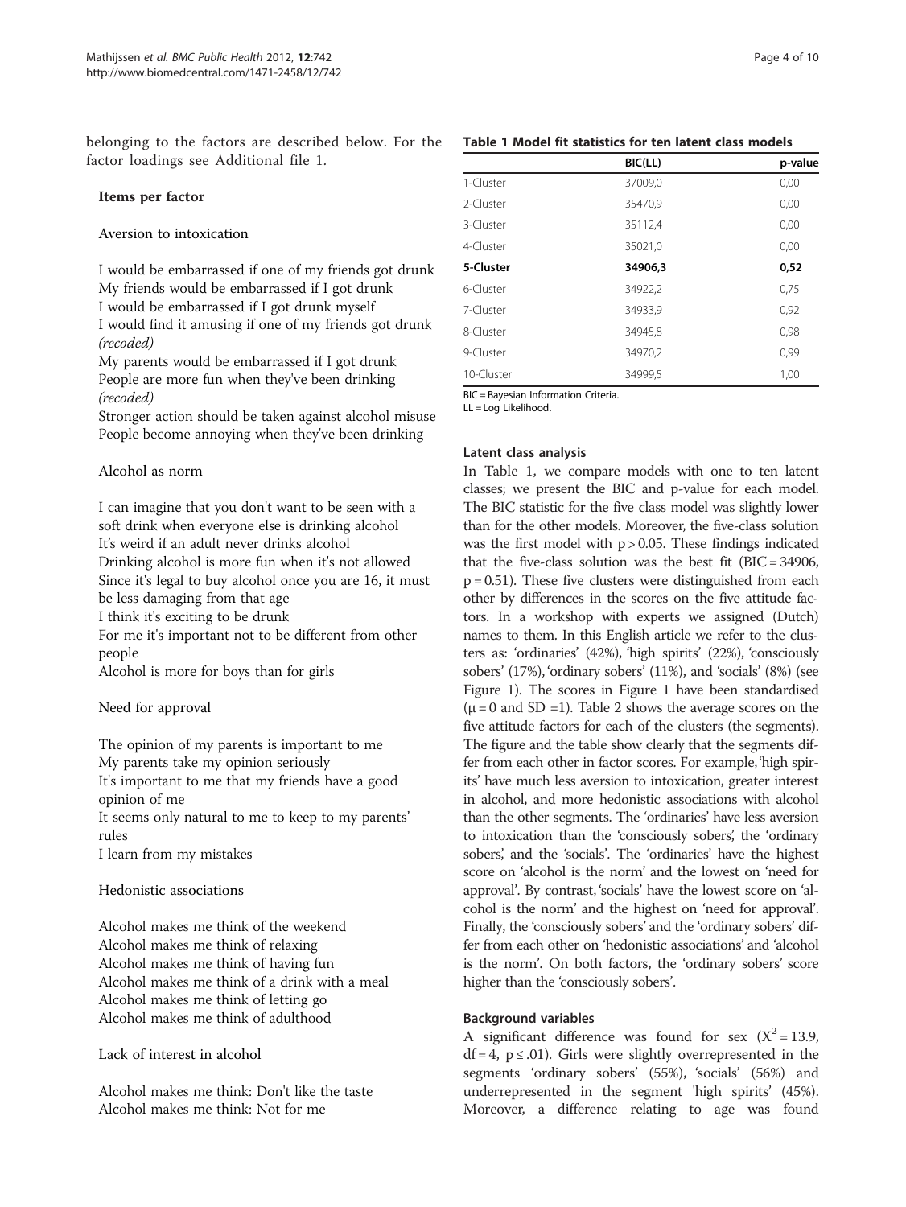belonging to the factors are described below. For the factor loadings see Additional file 1.

**Items per factor**

Aversion to intoxication

I would be embarrassed if one of my friends got drunk
My friends would be embarrassed if I got drunk
I would be embarrassed if I got drunk myself
I would find it amusing if one of my friends got drunk *(recoded)*
My parents would be embarrassed if I got drunk
People are more fun when they've been drinking *(recoded)*
Stronger action should be taken against alcohol misuse
People become annoying when they've been drinking

Alcohol as norm

I can imagine that you don't want to be seen with a soft drink when everyone else is drinking alcohol
It's weird if an adult never drinks alcohol
Drinking alcohol is more fun when it's not allowed
Since it's legal to buy alcohol once you are 16, it must be less damaging from that age
I think it's exciting to be drunk
For me it's important not to be different from other people
Alcohol is more for boys than for girls

Need for approval

The opinion of my parents is important to me
My parents take my opinion seriously
It's important to me that my friends have a good opinion of me
It seems only natural to me to keep to my parents' rules
I learn from my mistakes

Hedonistic associations

Alcohol makes me think of the weekend
Alcohol makes me think of relaxing
Alcohol makes me think of having fun
Alcohol makes me think of a drink with a meal
Alcohol makes me think of letting go
Alcohol makes me think of adulthood

Lack of interest in alcohol

Alcohol makes me think: Don't like the taste
Alcohol makes me think: Not for me

**Table 1 Model fit statistics for ten latent class models**

| | BIC(LL) | p-value |
|---|---|---|
| 1-Cluster | 37009,0 | 0,00 |
| 2-Cluster | 35470,9 | 0,00 |
| 3-Cluster | 35112,4 | 0,00 |
| 4-Cluster | 35021,0 | 0,00 |
| **5-Cluster** | **34906,3** | **0,52** |
| 6-Cluster | 34922,2 | 0,75 |
| 7-Cluster | 34933,9 | 0,92 |
| 8-Cluster | 34945,8 | 0,98 |
| 9-Cluster | 34970,2 | 0,99 |
| 10-Cluster | 34999,5 | 1,00 |

BIC = Bayesian Information Criteria.
LL = Log Likelihood.

### Latent class analysis

In Table 1, we compare models with one to ten latent classes; we present the BIC and p-value for each model. The BIC statistic for the five class model was slightly lower than for the other models. Moreover, the five-class solution was the first model with $p > 0.05$. These findings indicated that the five-class solution was the best fit (BIC = 34906, $p = 0.51$). These five clusters were distinguished from each other by differences in the scores on the five attitude factors. In a workshop with experts we assigned (Dutch) names to them. In this English article we refer to the clusters as: 'ordinaries' (42%), 'high spirits' (22%), 'consciously sobers' (17%), 'ordinary sobers' (11%), and 'socials' (8%) (see Figure 1). The scores in Figure 1 have been standardised ($\mu = 0$ and SD =1). Table 2 shows the average scores on the five attitude factors for each of the clusters (the segments). The figure and the table show clearly that the segments differ from each other in factor scores. For example, 'high spirits' have much less aversion to intoxication, greater interest in alcohol, and more hedonistic associations with alcohol than the other segments. The 'ordinaries' have less aversion to intoxication than the 'consciously sobers', the 'ordinary sobers', and the 'socials'. The 'ordinaries' have the highest score on 'alcohol is the norm' and the lowest on 'need for approval'. By contrast, 'socials' have the lowest score on 'alcohol is the norm' and the highest on 'need for approval'. Finally, the 'consciously sobers' and the 'ordinary sobers' differ from each other on 'hedonistic associations' and 'alcohol is the norm'. On both factors, the 'ordinary sobers' score higher than the 'consciously sobers'.

### Background variables

A significant difference was found for sex ($X^2 = 13.9$, df = 4, $p \leq .01$). Girls were slightly overrepresented in the segments 'ordinary sobers' (55%), 'socials' (56%) and underrepresented in the segment 'high spirits' (45%). Moreover, a difference relating to age was found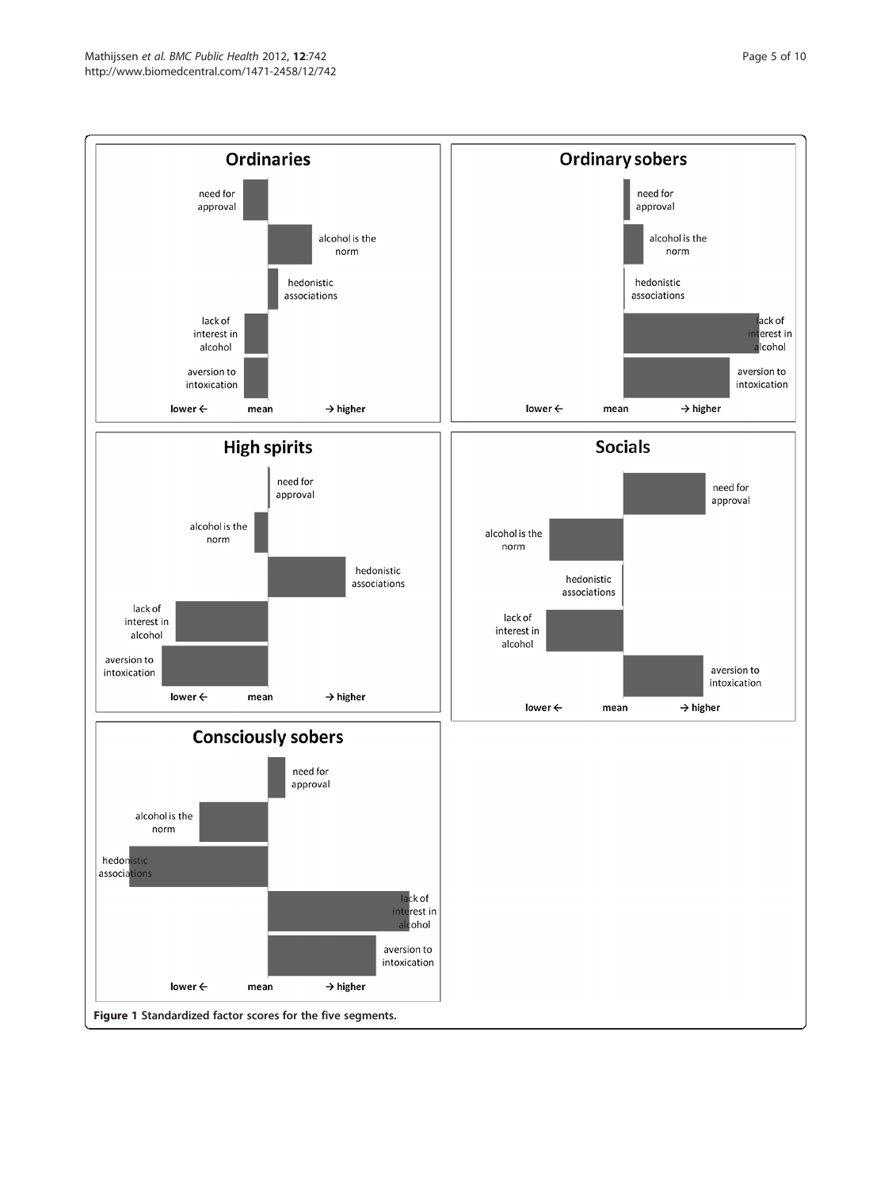**Figure 1 Standardized factor scores for the five segments.**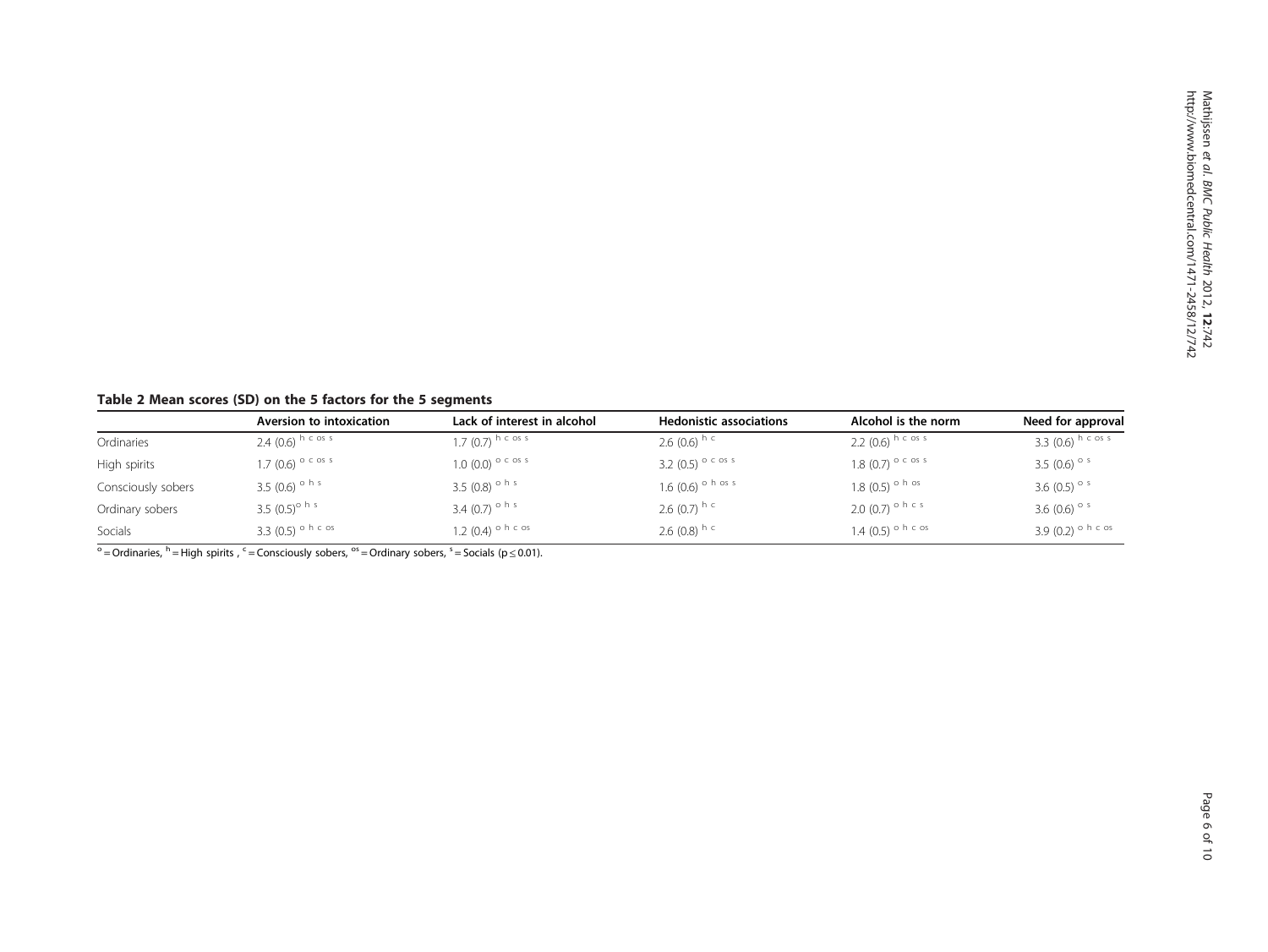**Table 2 Mean scores (SD) on the 5 factors for the 5 segments**

| | Aversion to intoxication | Lack of interest in alcohol | Hedonistic associations | Alcohol is the norm | Need for approval |
|---|---|---|---|---|---|
| Ordinaries | 2.4 (0.6) [h c os s] | 1.7 (0.7) [h c os s] | 2.6 (0.6) [h c] | 2.2 (0.6) [h c os s] | 3.3 (0.6) [h c os s] |
| High spirits | 1.7 (0.6) [o c os s] | 1.0 (0.0) [o c os s] | 3.2 (0.5) [o c os s] | 1.8 (0.7) [o c os s] | 3.5 (0.6) [o s] |
| Consciously sobers | 3.5 (0.6) [o h s] | 3.5 (0.8) [o h s] | 1.6 (0.6) [o h os s] | 1.8 (0.5) [o h os] | 3.6 (0.5) [o s] |
| Ordinary sobers | 3.5 (0.5) [o h s] | 3.4 (0.7) [o h s] | 2.6 (0.7) [h c] | 2.0 (0.7) [o h c s] | 3.6 (0.6) [o s] |
| Socials | 3.3 (0.5) [o h c os] | 1.2 (0.4) [o h c os] | 2.6 (0.8) [h c] | 1.4 (0.5) [o h c os] | 3.9 (0.2) [o h c os] |

[o] = Ordinaries, [h] = High spirits , [c] = Consciously sobers, [os] = Ordinary sobers, [s] = Socials ($p \leq 0.01$).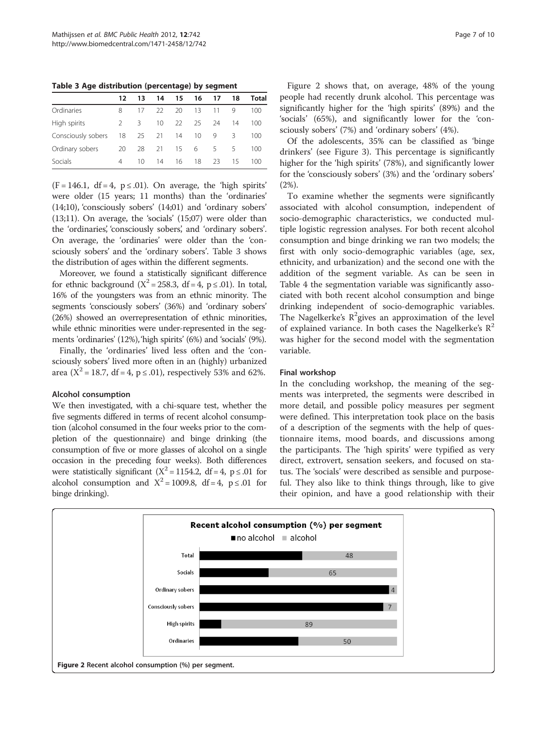**Table 3 Age distribution (percentage) by segment**

| | 12 | 13 | 14 | 15 | 16 | 17 | 18 | Total |
|---|---|---|---|---|---|---|---|---|
| Ordinaries | 8 | 17 | 22 | 20 | 13 | 11 | 9 | 100 |
| High spirits | 2 | 3 | 10 | 22 | 25 | 24 | 14 | 100 |
| Consciously sobers | 18 | 25 | 21 | 14 | 10 | 9 | 3 | 100 |
| Ordinary sobers | 20 | 28 | 21 | 15 | 6 | 5 | 5 | 100 |
| Socials | 4 | 10 | 14 | 16 | 18 | 23 | 15 | 100 |

($F = 146.1$, $df = 4$, $p \leq .01$). On average, the 'high spirits' were older (15 years; 11 months) than the 'ordinaries' (14;10), 'consciously sobers' (14;01) and 'ordinary sobers' (13;11). On average, the 'socials' (15;07) were older than the 'ordinaries', 'consciously sobers', and 'ordinary sobers'. On average, the 'ordinaries' were older than the 'consciously sobers' and the 'ordinary sobers'. Table 3 shows the distribution of ages within the different segments.

Moreover, we found a statistically significant difference for ethnic background ($X^2 = 258.3$, $df = 4$, $p \leq .01$). In total, 16% of the youngsters was from an ethnic minority. The segments 'consciously sobers' (36%) and 'ordinary sobers' (26%) showed an overrepresentation of ethnic minorities, while ethnic minorities were under-represented in the segments 'ordinaries' (12%), 'high spirits' (6%) and 'socials' (9%).

Finally, the 'ordinaries' lived less often and the 'consciously sobers' lived more often in an (highly) urbanized area ($X^2 = 18.7$, $df = 4$, $p \leq .01$), respectively 53% and 62%.

### Alcohol consumption

We then investigated, with a chi-square test, whether the five segments differed in terms of recent alcohol consumption (alcohol consumed in the four weeks prior to the completion of the questionnaire) and binge drinking (the consumption of five or more glasses of alcohol on a single occasion in the preceding four weeks). Both differences were statistically significant ($X^2 = 1154.2$, $df = 4$, $p \leq .01$ for alcohol consumption and $X^2 = 1009.8$, $df = 4$, $p \leq .01$ for binge drinking).

Figure 2 shows that, on average, 48% of the young people had recently drunk alcohol. This percentage was significantly higher for the 'high spirits' (89%) and the 'socials' (65%), and significantly lower for the 'consciously sobers' (7%) and 'ordinary sobers' (4%).

Of the adolescents, 35% can be classified as 'binge drinkers' (see Figure 3). This percentage is significantly higher for the 'high spirits' (78%), and significantly lower for the 'consciously sobers' (3%) and the 'ordinary sobers' (2%).

To examine whether the segments were significantly associated with alcohol consumption, independent of socio-demographic characteristics, we conducted multiple logistic regression analyses. For both recent alcohol consumption and binge drinking we ran two models; the first with only socio-demographic variables (age, sex, ethnicity, and urbanization) and the second one with the addition of the segment variable. As can be seen in Table 4 the segmentation variable was significantly associated with both recent alcohol consumption and binge drinking independent of socio-demographic variables. The Nagelkerke's $R^2$ gives an approximation of the level of explained variance. In both cases the Nagelkerke's $R^2$ was higher for the second model with the segmentation variable.

### Final workshop

In the concluding workshop, the meaning of the segments was interpreted, the segments were described in more detail, and possible policy measures per segment were defined. This interpretation took place on the basis of a description of the segments with the help of questionnaire items, mood boards, and discussions among the participants. The 'high spirits' were typified as very direct, extrovert, sensation seekers, and focused on status. The 'socials' were described as sensible and purposeful. They also like to think things through, like to give their opinion, and have a good relationship with their

**Recent alcohol consumption (%) per segment**

| Segment | alcohol (%) |
|---|---|
| Total | 48 |
| Socials | 65 |
| Ordinary sobers | 4 |
| Consciously sobers | 7 |
| High spirits | 89 |
| Ordinaries | 50 |

**Figure 2** Recent alcohol consumption (%) per segment.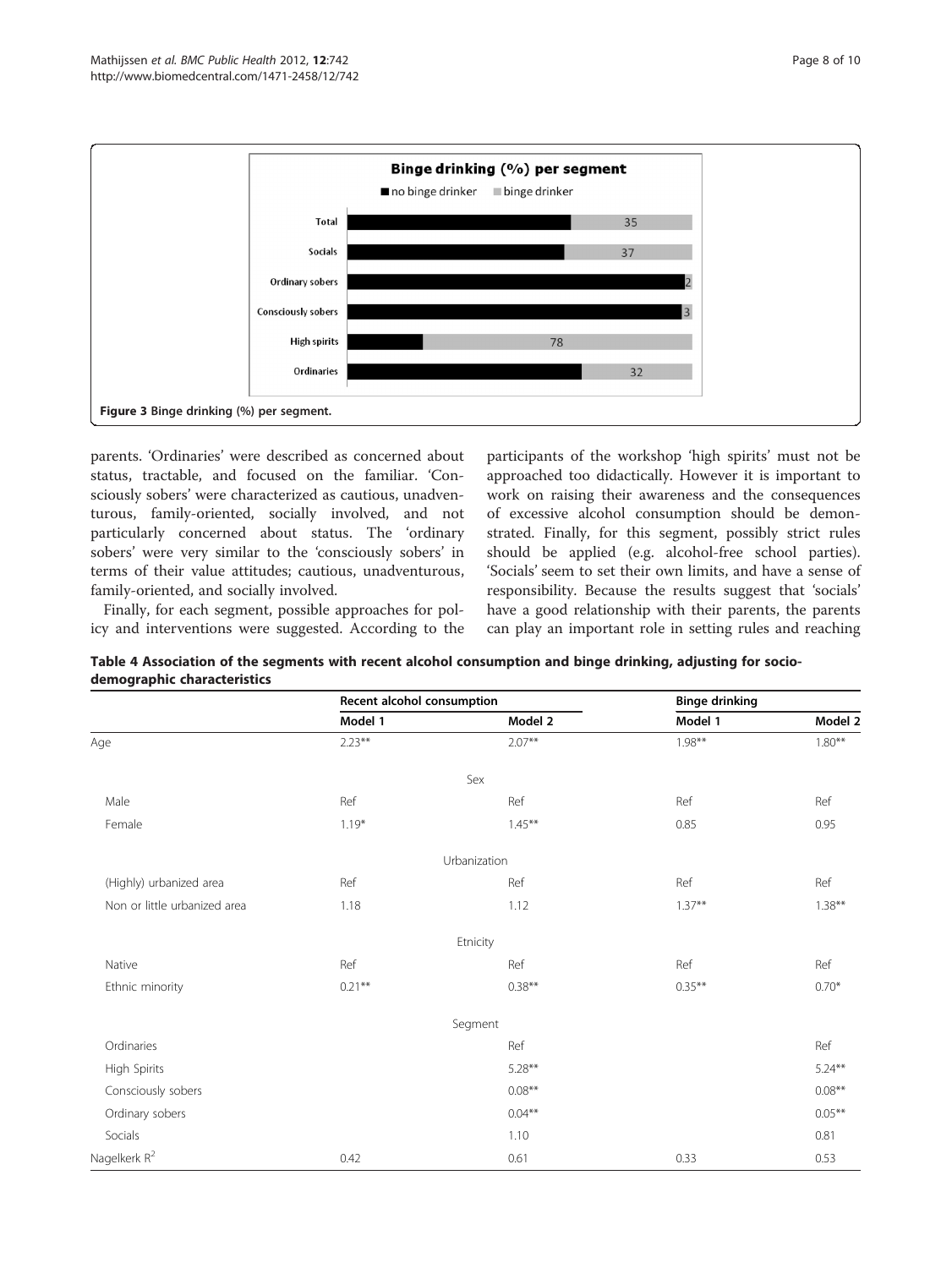Figure 3 Binge drinking (%) per segment.

parents. 'Ordinaries' were described as concerned about status, tractable, and focused on the familiar. 'Consciously sobers' were characterized as cautious, unadventurous, family-oriented, socially involved, and not particularly concerned about status. The 'ordinary sobers' were very similar to the 'consciously sobers' in terms of their value attitudes; cautious, unadventurous, family-oriented, and socially involved.

Finally, for each segment, possible approaches for policy and interventions were suggested. According to the participants of the workshop 'high spirits' must not be approached too didactically. However it is important to work on raising their awareness and the consequences of excessive alcohol consumption should be demonstrated. Finally, for this segment, possibly strict rules should be applied (e.g. alcohol-free school parties). 'Socials' seem to set their own limits, and have a sense of responsibility. Because the results suggest that 'socials' have a good relationship with their parents, the parents can play an important role in setting rules and reaching

**Table 4 Association of the segments with recent alcohol consumption and binge drinking, adjusting for socio-demographic characteristics**

| | Recent alcohol consumption | | Binge drinking | |
|---|---|---|---|---|
| | Model 1 | Model 2 | Model 1 | Model 2 |
| Age | 2.23** | 2.07** | 1.98** | 1.80** |
| Sex | | | | |
| Male | Ref | Ref | Ref | Ref |
| Female | 1.19* | 1.45** | 0.85 | 0.95 |
| Urbanization | | | | |
| (Highly) urbanized area | Ref | Ref | Ref | Ref |
| Non or little urbanized area | 1.18 | 1.12 | 1.37** | 1.38** |
| Etnicity | | | | |
| Native | Ref | Ref | Ref | Ref |
| Ethnic minority | 0.21** | 0.38** | 0.35** | 0.70* |
| Segment | | | | |
| Ordinaries | | Ref | | Ref |
| High Spirits | | 5.28** | | 5.24** |
| Consciously sobers | | 0.08** | | 0.08** |
| Ordinary sobers | | 0.04** | | 0.05** |
| Socials | | 1.10 | | 0.81 |
| Nagelkerk $R^2$ | 0.42 | 0.61 | 0.33 | 0.53 |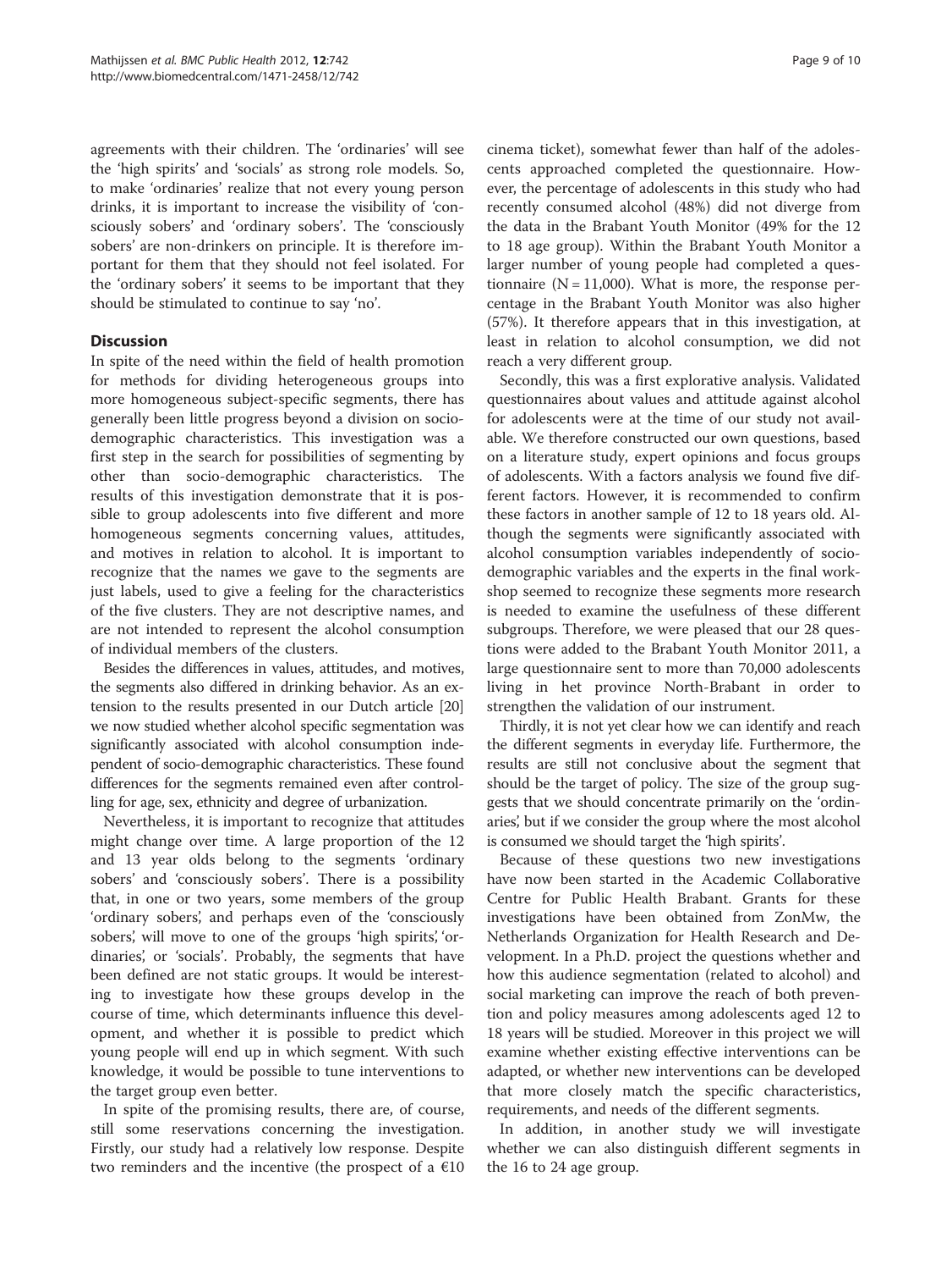agreements with their children. The 'ordinaries' will see the 'high spirits' and 'socials' as strong role models. So, to make 'ordinaries' realize that not every young person drinks, it is important to increase the visibility of 'consciously sobers' and 'ordinary sobers'. The 'consciously sobers' are non-drinkers on principle. It is therefore important for them that they should not feel isolated. For the 'ordinary sobers' it seems to be important that they should be stimulated to continue to say 'no'.

## Discussion

In spite of the need within the field of health promotion for methods for dividing heterogeneous groups into more homogeneous subject-specific segments, there has generally been little progress beyond a division on socio-demographic characteristics. This investigation was a first step in the search for possibilities of segmenting by other than socio-demographic characteristics. The results of this investigation demonstrate that it is possible to group adolescents into five different and more homogeneous segments concerning values, attitudes, and motives in relation to alcohol. It is important to recognize that the names we gave to the segments are just labels, used to give a feeling for the characteristics of the five clusters. They are not descriptive names, and are not intended to represent the alcohol consumption of individual members of the clusters.

Besides the differences in values, attitudes, and motives, the segments also differed in drinking behavior. As an extension to the results presented in our Dutch article [20] we now studied whether alcohol specific segmentation was significantly associated with alcohol consumption independent of socio-demographic characteristics. These found differences for the segments remained even after controlling for age, sex, ethnicity and degree of urbanization.

Nevertheless, it is important to recognize that attitudes might change over time. A large proportion of the 12 and 13 year olds belong to the segments 'ordinary sobers' and 'consciously sobers'. There is a possibility that, in one or two years, some members of the group 'ordinary sobers', and perhaps even of the 'consciously sobers', will move to one of the groups 'high spirits', 'ordinaries', or 'socials'. Probably, the segments that have been defined are not static groups. It would be interesting to investigate how these groups develop in the course of time, which determinants influence this development, and whether it is possible to predict which young people will end up in which segment. With such knowledge, it would be possible to tune interventions to the target group even better.

In spite of the promising results, there are, of course, still some reservations concerning the investigation. Firstly, our study had a relatively low response. Despite two reminders and the incentive (the prospect of a €10 cinema ticket), somewhat fewer than half of the adolescents approached completed the questionnaire. However, the percentage of adolescents in this study who had recently consumed alcohol (48%) did not diverge from the data in the Brabant Youth Monitor (49% for the 12 to 18 age group). Within the Brabant Youth Monitor a larger number of young people had completed a questionnaire (N = 11,000). What is more, the response percentage in the Brabant Youth Monitor was also higher (57%). It therefore appears that in this investigation, at least in relation to alcohol consumption, we did not reach a very different group.

Secondly, this was a first explorative analysis. Validated questionnaires about values and attitude against alcohol for adolescents were at the time of our study not available. We therefore constructed our own questions, based on a literature study, expert opinions and focus groups of adolescents. With a factors analysis we found five different factors. However, it is recommended to confirm these factors in another sample of 12 to 18 years old. Although the segments were significantly associated with alcohol consumption variables independently of socio-demographic variables and the experts in the final workshop seemed to recognize these segments more research is needed to examine the usefulness of these different subgroups. Therefore, we were pleased that our 28 questions were added to the Brabant Youth Monitor 2011, a large questionnaire sent to more than 70,000 adolescents living in het province North-Brabant in order to strengthen the validation of our instrument.

Thirdly, it is not yet clear how we can identify and reach the different segments in everyday life. Furthermore, the results are still not conclusive about the segment that should be the target of policy. The size of the group suggests that we should concentrate primarily on the 'ordinaries', but if we consider the group where the most alcohol is consumed we should target the 'high spirits'.

Because of these questions two new investigations have now been started in the Academic Collaborative Centre for Public Health Brabant. Grants for these investigations have been obtained from ZonMw, the Netherlands Organization for Health Research and Development. In a Ph.D. project the questions whether and how this audience segmentation (related to alcohol) and social marketing can improve the reach of both prevention and policy measures among adolescents aged 12 to 18 years will be studied. Moreover in this project we will examine whether existing effective interventions can be adapted, or whether new interventions can be developed that more closely match the specific characteristics, requirements, and needs of the different segments.

In addition, in another study we will investigate whether we can also distinguish different segments in the 16 to 24 age group.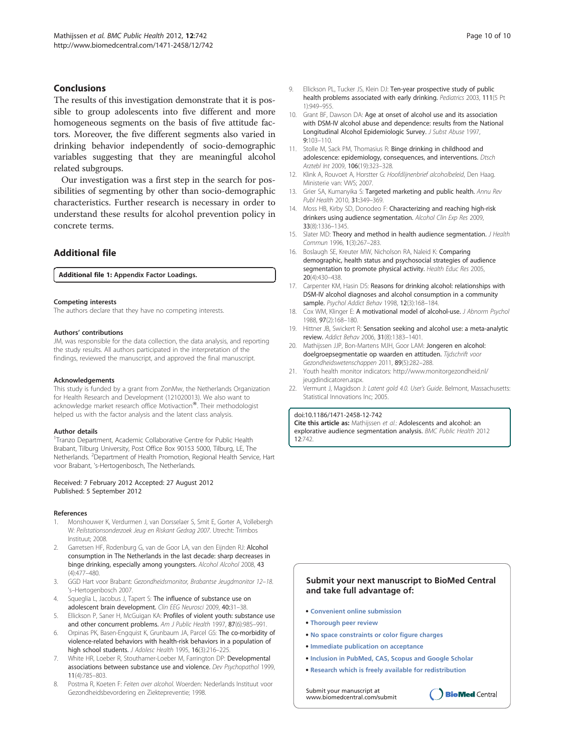## Conclusions

The results of this investigation demonstrate that it is possible to group adolescents into five different and more homogeneous segments on the basis of five attitude factors. Moreover, the five different segments also varied in drinking behavior independently of socio-demographic variables suggesting that they are meaningful alcohol related subgroups.

Our investigation was a first step in the search for possibilities of segmenting by other than socio-demographic characteristics. Further research is necessary in order to understand these results for alcohol prevention policy in concrete terms.

## Additional file

**Additional file 1: Appendix Factor Loadings.**

#### Competing interests

The authors declare that they have no competing interests.

#### Authors' contributions

JM, was responsible for the data collection, the data analysis, and reporting the study results. All authors participated in the interpretation of the findings, reviewed the manuscript, and approved the final manuscript.

#### Acknowledgements

This study is funded by a grant from ZonMw, the Netherlands Organization for Health Research and Development (121020013). We also want to acknowledge market research office Motivaction®. Their methodologist helped us with the factor analysis and the latent class analysis.

#### Author details

[1]Tranzo Department, Academic Collaborative Centre for Public Health Brabant, Tilburg University, Post Office Box 90153 5000, Tilburg, LE, The Netherlands. [2]Department of Health Promotion, Regional Health Service, Hart voor Brabant, 's-Hertogenbosch, The Netherlands.

Received: 7 February 2012 Accepted: 27 August 2012
Published: 5 September 2012

#### References

1. Monshouwer K, Verdurmen J, van Dorsselaer S, Smit E, Gorter A, Vollebergh W: *Peilstationsonderzoek Jeug en Riskant Gedrag 2007*. Utrecht: Trimbos Instituut; 2008.
2. Garretsen HF, Rodenburg G, van de Goor LA, van den Eijnden RJ: **Alcohol consumption in The Netherlands in the last decade: sharp decreases in binge drinking, especially among youngsters.** *Alcohol Alcohol* 2008, **43** (4):477–480.
3. GGD Hart voor Brabant: *Gezondheidsmonitor, Brabantse Jeugdmonitor 12–18*. 's–Hertogenbosch 2007.
4. Squeglia L, Jacobus J, Tapert S: **The influence of substance use on adolescent brain development.** *Clin EEG Neurosci* 2009, **40**:31–38.
5. Ellickson P, Saner H, McGuigan KA: **Profiles of violent youth: substance use and other concurrent problems.** *Am J Public Health* 1997, **87**(6):985–991.
6. Orpinas PK, Basen-Engquist K, Grunbaum JA, Parcel GS: **The co-morbidity of violence-related behaviors with health-risk behaviors in a population of high school students.** *J Adolesc Health* 1995, **16**(3):216–225.
7. White HR, Loeber R, Stouthamer-Loeber M, Farrington DP: **Developmental associations between substance use and violence.** *Dev Psychopathol* 1999, **11**(4):785–803.
8. Postma R, Koeten F: *Feiten over alcohol*. Woerden: Nederlands Instituut voor Gezondheidsbevordering en Ziektepreventie; 1998.
9. Ellickson PL, Tucker JS, Klein DJ: **Ten-year prospective study of public health problems associated with early drinking.** *Pediatrics* 2003, **111**(5 Pt 1):949–955.
10. Grant BF, Dawson DA: **Age at onset of alcohol use and its association with DSM-IV alcohol abuse and dependence: results from the National Longitudinal Alcohol Epidemiologic Survey.** *J Subst Abuse* 1997, **9**:103–110.
11. Stolle M, Sack PM, Thomasius R: **Binge drinking in childhood and adolescence: epidemiology, consequences, and interventions.** *Dtsch Arztebl Int* 2009, **106**(19):323–328.
12. Klink A, Rouvoet A, Horstter G: *Hoofdlijnenbrief alcoholbeleid*, Den Haag. Ministerie van: VWS; 2007.
13. Grier SA, Kumanyika S: **Targeted marketing and public health.** *Annu Rev Publ Health* 2010, **31**:349–369.
14. Moss HB, Kirby SD, Donodeo F: **Characterizing and reaching high-risk drinkers using audience segmentation.** *Alcohol Clin Exp Res* 2009, **33**(8):1336–1345.
15. Slater MD: **Theory and method in health audience segmentation.** *J Health Commun* 1996, **1**(3):267–283.
16. Boslaugh SE, Kreuter MW, Nicholson RA, Naleid K: **Comparing demographic, health status and psychosocial strategies of audience segmentation to promote physical activity.** *Health Educ Res* 2005, **20**(4):430–438.
17. Carpenter KM, Hasin DS: **Reasons for drinking alcohol: relationships with DSM-IV alcohol diagnoses and alcohol consumption in a community sample.** *Psychol Addict Behav* 1998, **12**(3):168–184.
18. Cox WM, Klinger E: **A motivational model of alcohol-use.** *J Abnorm Psychol* 1988, **97**(2):168–180.
19. Hittner JB, Swickert R: **Sensation seeking and alcohol use: a meta-analytic review.** *Addict Behav* 2006, **31**(8):1383–1401.
20. Mathijssen JJP, Bon-Martens MJH, Goor LAM: **Jongeren en alcohol: doelgroepsegmentatie op waarden en attituden.** *Tijdschrift voor Gezondheidswetenschappen* 2011, **89**(5):282–288.
21. Youth health monitor indicators: http://www.monitorgezondheid.nl/jeugdindicatoren.aspx.
22. Vermunt J, Magidson J: *Latent gold 4.0. User's Guide*. Belmont, Massachusetts: Statistical Innovations Inc; 2005.

doi:10.1186/1471-2458-12-742
**Cite this article as:** Mathijssen *et al.*: Adolescents and alcohol: an explorative audience segmentation analysis. *BMC Public Health* 2012 **12**:742.